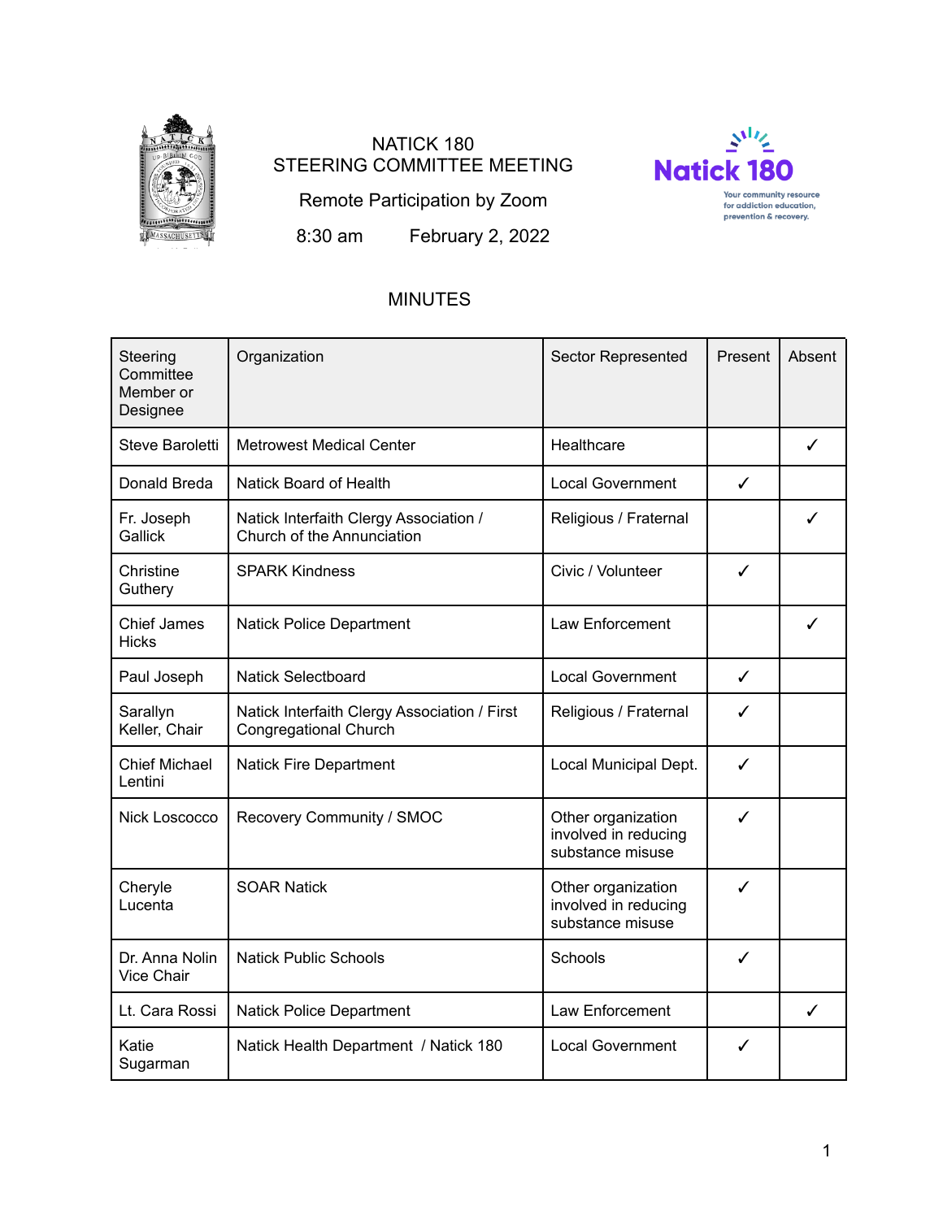# NATICK 180
## STEERING COMMITTEE MEETING

Remote Participation by Zoom

8:30 am February 2, 2022

## MINUTES

| Steering Committee Member or Designee | Organization | Sector Represented | Present | Absent |
|---|---|---|---|---|
| Steve Baroletti | Metrowest Medical Center | Healthcare | | ✓ |
| Donald Breda | Natick Board of Health | Local Government | ✓ | |
| Fr. Joseph Gallick | Natick Interfaith Clergy Association / Church of the Annunciation | Religious / Fraternal | | ✓ |
| Christine Guthery | SPARK Kindness | Civic / Volunteer | ✓ | |
| Chief James Hicks | Natick Police Department | Law Enforcement | | ✓ |
| Paul Joseph | Natick Selectboard | Local Government | ✓ | |
| Sarallyn Keller, Chair | Natick Interfaith Clergy Association / First Congregational Church | Religious / Fraternal | ✓ | |
| Chief Michael Lentini | Natick Fire Department | Local Municipal Dept. | ✓ | |
| Nick Loscocco | Recovery Community / SMOC | Other organization involved in reducing substance misuse | ✓ | |
| Cheryle Lucenta | SOAR Natick | Other organization involved in reducing substance misuse | ✓ | |
| Dr. Anna Nolin Vice Chair | Natick Public Schools | Schools | ✓ | |
| Lt. Cara Rossi | Natick Police Department | Law Enforcement | | ✓ |
| Katie Sugarman | Natick Health Department / Natick 180 | Local Government | ✓ | |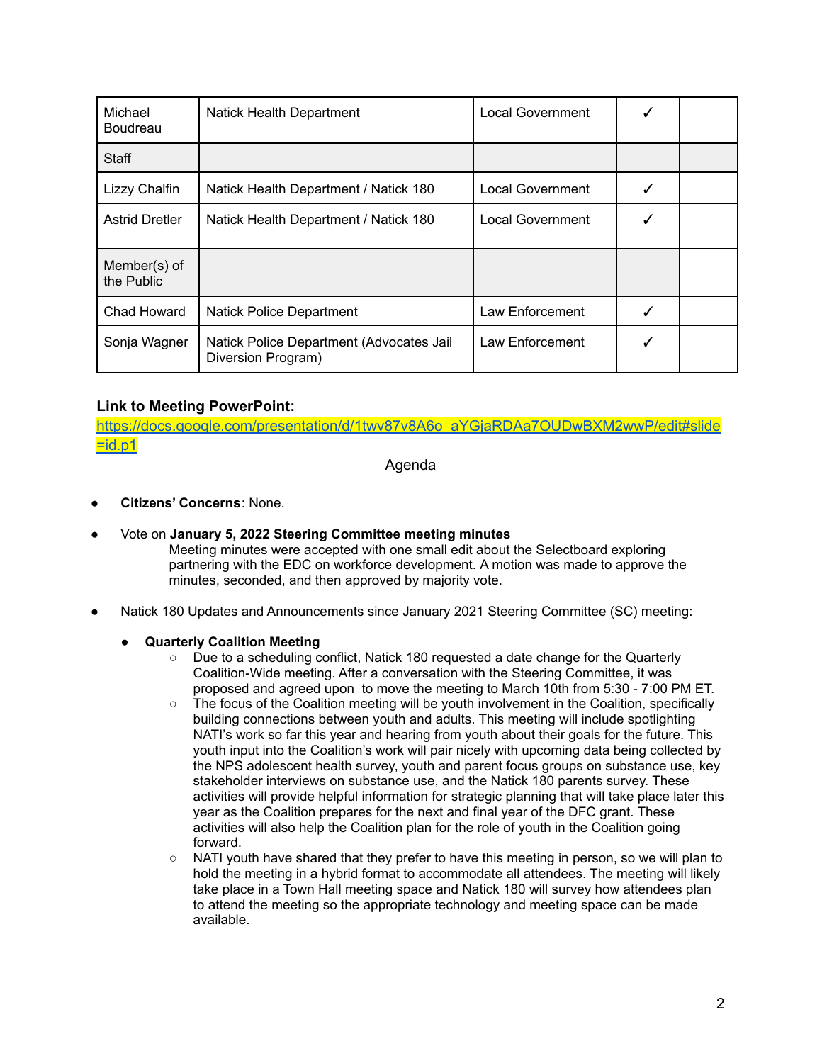| Michael Boudreau | Natick Health Department | Local Government | ✓ | |
|---|---|---|---|---|
| Staff | | | | |
| Lizzy Chalfin | Natick Health Department / Natick 180 | Local Government | ✓ | |
| Astrid Dretler | Natick Health Department / Natick 180 | Local Government | ✓ | |
| Member(s) of the Public | | | | |
| Chad Howard | Natick Police Department | Law Enforcement | ✓ | |
| Sonja Wagner | Natick Police Department (Advocates Jail Diversion Program) | Law Enforcement | ✓ | |

**Link to Meeting PowerPoint:**
https://docs.google.com/presentation/d/1twv87v8A6o_aYGjaRDAa7OUDwBXM2wwP/edit#slide=id.p1

Agenda

- **Citizens' Concerns**: None.

- Vote on **January 5, 2022 Steering Committee meeting minutes**
  Meeting minutes were accepted with one small edit about the Selectboard exploring partnering with the EDC on workforce development. A motion was made to approve the minutes, seconded, and then approved by majority vote.

- Natick 180 Updates and Announcements since January 2021 Steering Committee (SC) meeting:

  - **Quarterly Coalition Meeting**
    - Due to a scheduling conflict, Natick 180 requested a date change for the Quarterly Coalition-Wide meeting. After a conversation with the Steering Committee, it was proposed and agreed upon to move the meeting to March 10th from 5:30 - 7:00 PM ET.
    - The focus of the Coalition meeting will be youth involvement in the Coalition, specifically building connections between youth and adults. This meeting will include spotlighting NATI's work so far this year and hearing from youth about their goals for the future. This youth input into the Coalition's work will pair nicely with upcoming data being collected by the NPS adolescent health survey, youth and parent focus groups on substance use, key stakeholder interviews on substance use, and the Natick 180 parents survey. These activities will provide helpful information for strategic planning that will take place later this year as the Coalition prepares for the next and final year of the DFC grant. These activities will also help the Coalition plan for the role of youth in the Coalition going forward.
    - NATI youth have shared that they prefer to have this meeting in person, so we will plan to hold the meeting in a hybrid format to accommodate all attendees. The meeting will likely take place in a Town Hall meeting space and Natick 180 will survey how attendees plan to attend the meeting so the appropriate technology and meeting space can be made available.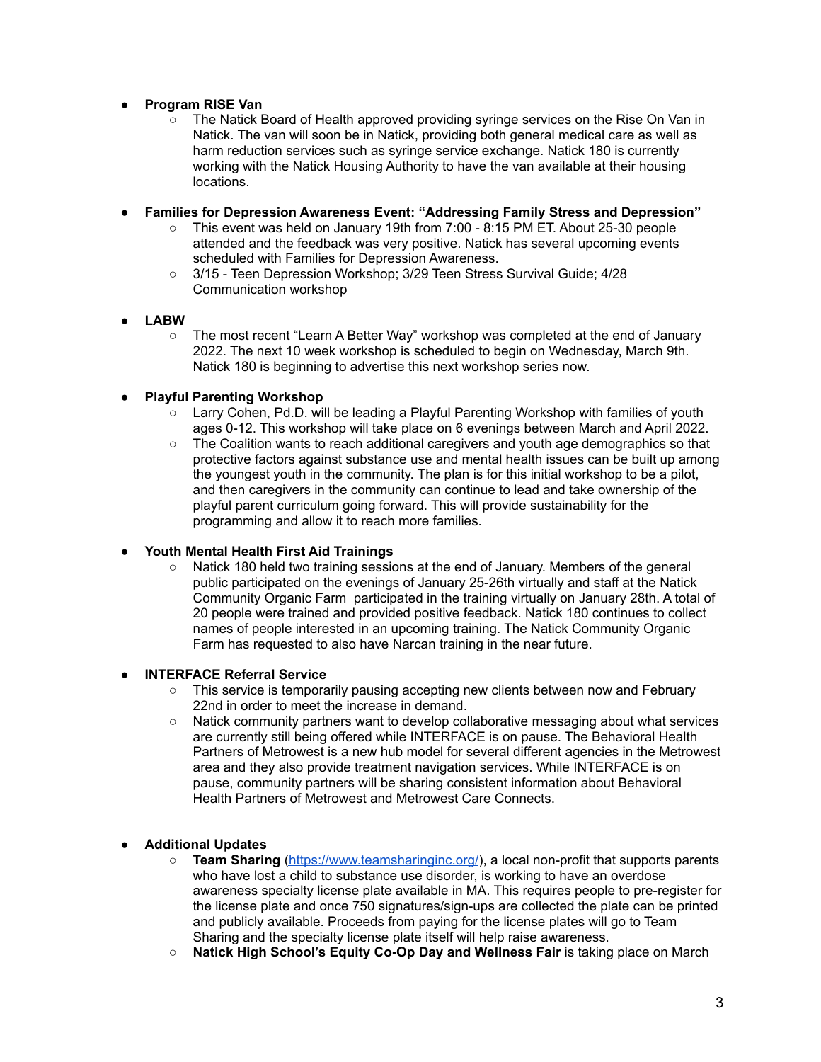- **Program RISE Van**
    - The Natick Board of Health approved providing syringe services on the Rise On Van in Natick. The van will soon be in Natick, providing both general medical care as well as harm reduction services such as syringe service exchange. Natick 180 is currently working with the Natick Housing Authority to have the van available at their housing locations.

- **Families for Depression Awareness Event: "Addressing Family Stress and Depression"**
    - This event was held on January 19th from 7:00 - 8:15 PM ET. About 25-30 people attended and the feedback was very positive. Natick has several upcoming events scheduled with Families for Depression Awareness.
    - 3/15 - Teen Depression Workshop; 3/29 Teen Stress Survival Guide; 4/28 Communication workshop

- **LABW**
    - The most recent "Learn A Better Way" workshop was completed at the end of January 2022. The next 10 week workshop is scheduled to begin on Wednesday, March 9th. Natick 180 is beginning to advertise this next workshop series now.

- **Playful Parenting Workshop**
    - Larry Cohen, Pd.D. will be leading a Playful Parenting Workshop with families of youth ages 0-12. This workshop will take place on 6 evenings between March and April 2022.
    - The Coalition wants to reach additional caregivers and youth age demographics so that protective factors against substance use and mental health issues can be built up among the youngest youth in the community. The plan is for this initial workshop to be a pilot, and then caregivers in the community can continue to lead and take ownership of the playful parent curriculum going forward. This will provide sustainability for the programming and allow it to reach more families.

- **Youth Mental Health First Aid Trainings**
    - Natick 180 held two training sessions at the end of January. Members of the general public participated on the evenings of January 25-26th virtually and staff at the Natick Community Organic Farm participated in the training virtually on January 28th. A total of 20 people were trained and provided positive feedback. Natick 180 continues to collect names of people interested in an upcoming training. The Natick Community Organic Farm has requested to also have Narcan training in the near future.

- **INTERFACE Referral Service**
    - This service is temporarily pausing accepting new clients between now and February 22nd in order to meet the increase in demand.
    - Natick community partners want to develop collaborative messaging about what services are currently still being offered while INTERFACE is on pause. The Behavioral Health Partners of Metrowest is a new hub model for several different agencies in the Metrowest area and they also provide treatment navigation services. While INTERFACE is on pause, community partners will be sharing consistent information about Behavioral Health Partners of Metrowest and Metrowest Care Connects.

- **Additional Updates**
    - **Team Sharing** ([https://www.teamsharinginc.org/](https://www.teamsharinginc.org/)), a local non-profit that supports parents who have lost a child to substance use disorder, is working to have an overdose awareness specialty license plate available in MA. This requires people to pre-register for the license plate and once 750 signatures/sign-ups are collected the plate can be printed and publicly available. Proceeds from paying for the license plates will go to Team Sharing and the specialty license plate itself will help raise awareness.
    - **Natick High School's Equity Co-Op Day and Wellness Fair** is taking place on March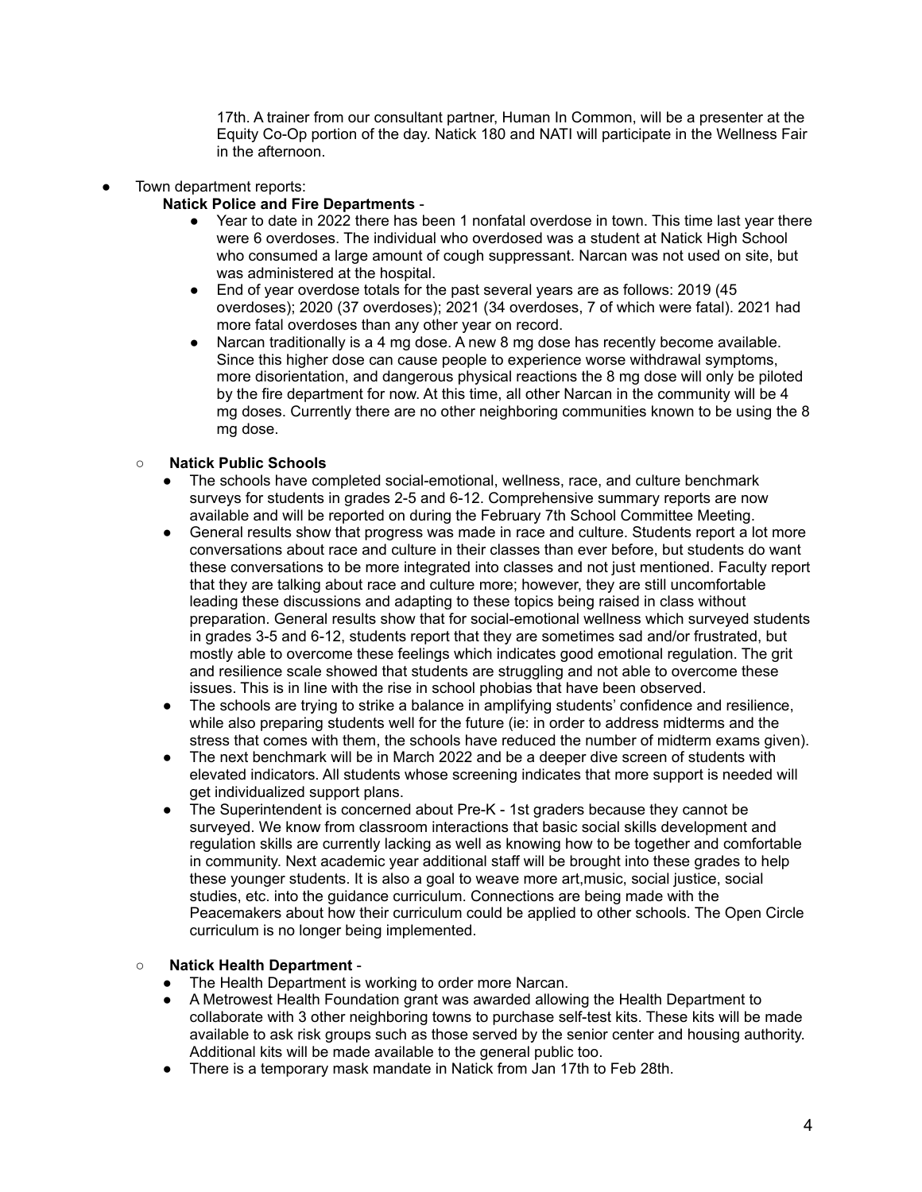17th. A trainer from our consultant partner, Human In Common, will be a presenter at the Equity Co-Op portion of the day. Natick 180 and NATI will participate in the Wellness Fair in the afternoon.

- Town department reports:
  - **Natick Police and Fire Departments** -
    - Year to date in 2022 there has been 1 nonfatal overdose in town. This time last year there were 6 overdoses. The individual who overdosed was a student at Natick High School who consumed a large amount of cough suppressant. Narcan was not used on site, but was administered at the hospital.
    - End of year overdose totals for the past several years are as follows: 2019 (45 overdoses); 2020 (37 overdoses); 2021 (34 overdoses, 7 of which were fatal). 2021 had more fatal overdoses than any other year on record.
    - Narcan traditionally is a 4 mg dose. A new 8 mg dose has recently become available. Since this higher dose can cause people to experience worse withdrawal symptoms, more disorientation, and dangerous physical reactions the 8 mg dose will only be piloted by the fire department for now. At this time, all other Narcan in the community will be 4 mg doses. Currently there are no other neighboring communities known to be using the 8 mg dose.

  - **Natick Public Schools**
    - The schools have completed social-emotional, wellness, race, and culture benchmark surveys for students in grades 2-5 and 6-12. Comprehensive summary reports are now available and will be reported on during the February 7th School Committee Meeting.
    - General results show that progress was made in race and culture. Students report a lot more conversations about race and culture in their classes than ever before, but students do want these conversations to be more integrated into classes and not just mentioned. Faculty report that they are talking about race and culture more; however, they are still uncomfortable leading these discussions and adapting to these topics being raised in class without preparation. General results show that for social-emotional wellness which surveyed students in grades 3-5 and 6-12, students report that they are sometimes sad and/or frustrated, but mostly able to overcome these feelings which indicates good emotional regulation. The grit and resilience scale showed that students are struggling and not able to overcome these issues. This is in line with the rise in school phobias that have been observed.
    - The schools are trying to strike a balance in amplifying students' confidence and resilience, while also preparing students well for the future (ie: in order to address midterms and the stress that comes with them, the schools have reduced the number of midterm exams given).
    - The next benchmark will be in March 2022 and be a deeper dive screen of students with elevated indicators. All students whose screening indicates that more support is needed will get individualized support plans.
    - The Superintendent is concerned about Pre-K - 1st graders because they cannot be surveyed. We know from classroom interactions that basic social skills development and regulation skills are currently lacking as well as knowing how to be together and comfortable in community. Next academic year additional staff will be brought into these grades to help these younger students. It is also a goal to weave more art,music, social justice, social studies, etc. into the guidance curriculum. Connections are being made with the Peacemakers about how their curriculum could be applied to other schools. The Open Circle curriculum is no longer being implemented.

  - **Natick Health Department** -
    - The Health Department is working to order more Narcan.
    - A Metrowest Health Foundation grant was awarded allowing the Health Department to collaborate with 3 other neighboring towns to purchase self-test kits. These kits will be made available to ask risk groups such as those served by the senior center and housing authority. Additional kits will be made available to the general public too.
    - There is a temporary mask mandate in Natick from Jan 17th to Feb 28th.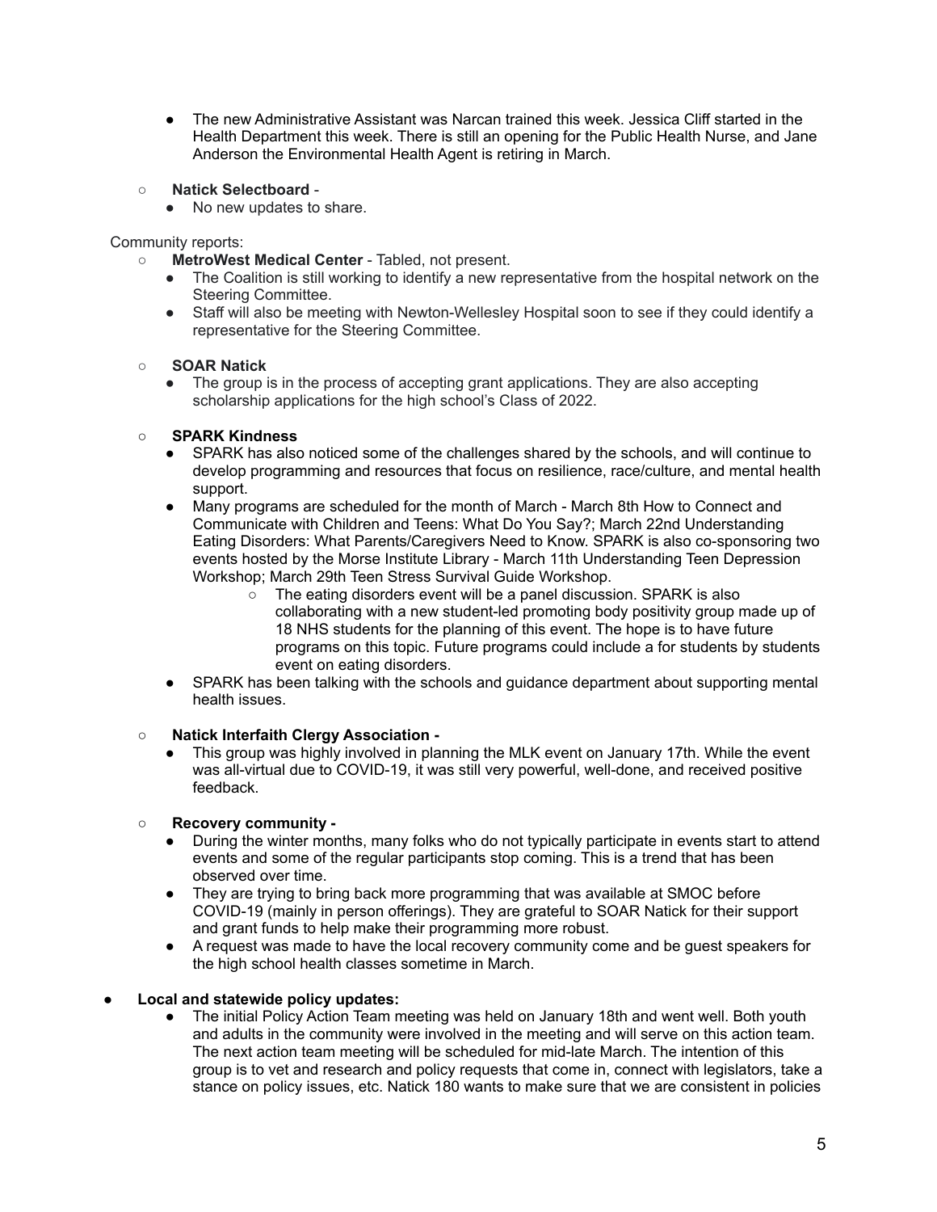- The new Administrative Assistant was Narcan trained this week. Jessica Cliff started in the Health Department this week. There is still an opening for the Public Health Nurse, and Jane Anderson the Environmental Health Agent is retiring in March.

  - **Natick Selectboard** -
    - No new updates to share.

Community reports:

- **MetroWest Medical Center** - Tabled, not present.
  - The Coalition is still working to identify a new representative from the hospital network on the Steering Committee.
  - Staff will also be meeting with Newton-Wellesley Hospital soon to see if they could identify a representative for the Steering Committee.

- **SOAR Natick**
  - The group is in the process of accepting grant applications. They are also accepting scholarship applications for the high school's Class of 2022.

- **SPARK Kindness**
  - SPARK has also noticed some of the challenges shared by the schools, and will continue to develop programming and resources that focus on resilience, race/culture, and mental health support.
  - Many programs are scheduled for the month of March - March 8th How to Connect and Communicate with Children and Teens: What Do You Say?; March 22nd Understanding Eating Disorders: What Parents/Caregivers Need to Know. SPARK is also co-sponsoring two events hosted by the Morse Institute Library - March 11th Understanding Teen Depression Workshop; March 29th Teen Stress Survival Guide Workshop.
    - The eating disorders event will be a panel discussion. SPARK is also collaborating with a new student-led promoting body positivity group made up of 18 NHS students for the planning of this event. The hope is to have future programs on this topic. Future programs could include a for students by students event on eating disorders.
  - SPARK has been talking with the schools and guidance department about supporting mental health issues.

- **Natick Interfaith Clergy Association -**
  - This group was highly involved in planning the MLK event on January 17th. While the event was all-virtual due to COVID-19, it was still very powerful, well-done, and received positive feedback.

- **Recovery community -**
  - During the winter months, many folks who do not typically participate in events start to attend events and some of the regular participants stop coming. This is a trend that has been observed over time.
  - They are trying to bring back more programming that was available at SMOC before COVID-19 (mainly in person offerings). They are grateful to SOAR Natick for their support and grant funds to help make their programming more robust.
  - A request was made to have the local recovery community come and be guest speakers for the high school health classes sometime in March.

- **Local and statewide policy updates:**
  - The initial Policy Action Team meeting was held on January 18th and went well. Both youth and adults in the community were involved in the meeting and will serve on this action team. The next action team meeting will be scheduled for mid-late March. The intention of this group is to vet and research and policy requests that come in, connect with legislators, take a stance on policy issues, etc. Natick 180 wants to make sure that we are consistent in policies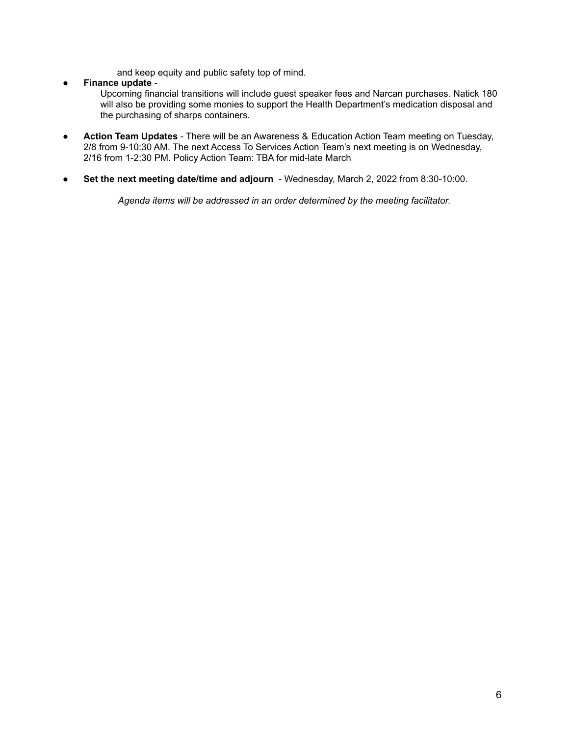and keep equity and public safety top of mind.

- **Finance update** -
  Upcoming financial transitions will include guest speaker fees and Narcan purchases. Natick 180 will also be providing some monies to support the Health Department's medication disposal and the purchasing of sharps containers.

- **Action Team Updates** - There will be an Awareness & Education Action Team meeting on Tuesday, 2/8 from 9-10:30 AM. The next Access To Services Action Team's next meeting is on Wednesday, 2/16 from 1-2:30 PM. Policy Action Team: TBA for mid-late March

- **Set the next meeting date/time and adjourn** - Wednesday, March 2, 2022 from 8:30-10:00.

*Agenda items will be addressed in an order determined by the meeting facilitator.*